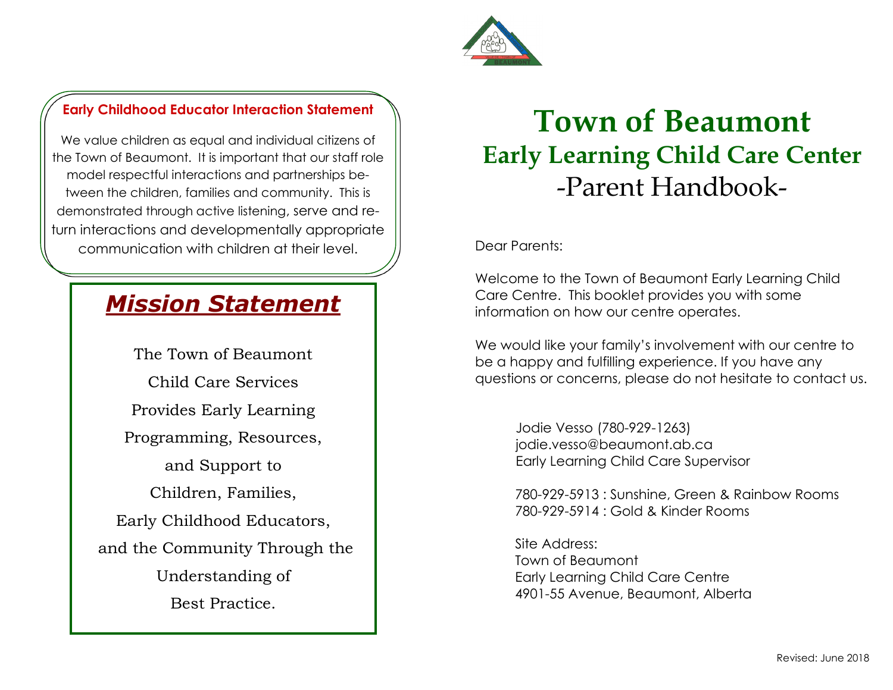### Early Childhood Educator Interaction Statement

We value children as equal and individual citizens of the Town of Beaumont. It is important that our staff role model respectful interactions and partnerships between the children, families and community. This is demonstrated through active listening, serve and return interactions and developmentally appropriate communication with children at their level.

## ***Mission Statement***

The Town of Beaumont Child Care Services Provides Early Learning Programming, Resources, and Support to Children, Families, Early Childhood Educators, and the Community Through the Understanding of Best Practice.

# Town of Beaumont

## Early Learning Child Care Center

## -Parent Handbook-

Dear Parents:

Welcome to the Town of Beaumont Early Learning Child Care Centre. This booklet provides you with some information on how our centre operates.

We would like your family's involvement with our centre to be a happy and fulfilling experience. If you have any questions or concerns, please do not hesitate to contact us.

Jodie Vesso (780-929-1263)
jodie.vesso@beaumont.ab.ca
Early Learning Child Care Supervisor

780-929-5913 : Sunshine, Green & Rainbow Rooms
780-929-5914 : Gold & Kinder Rooms

Site Address:
Town of Beaumont
Early Learning Child Care Centre
4901-55 Avenue, Beaumont, Alberta

Revised: June 2018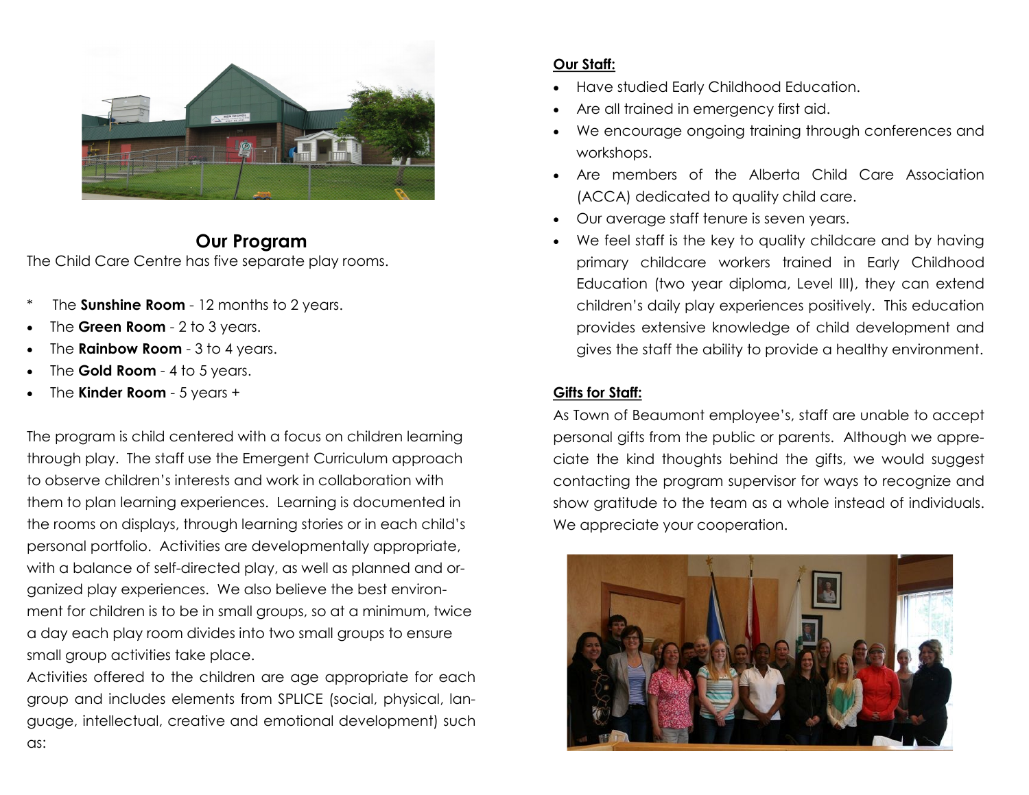## Our Program

The Child Care Centre has five separate play rooms.

- The **Sunshine Room** - 12 months to 2 years.
- The **Green Room** - 2 to 3 years.
- The **Rainbow Room** - 3 to 4 years.
- The **Gold Room** - 4 to 5 years.
- The **Kinder Room** - 5 years +

The program is child centered with a focus on children learning through play. The staff use the Emergent Curriculum approach to observe children's interests and work in collaboration with them to plan learning experiences. Learning is documented in the rooms on displays, through learning stories or in each child's personal portfolio. Activities are developmentally appropriate, with a balance of self-directed play, as well as planned and organized play experiences. We also believe the best environment for children is to be in small groups, so at a minimum, twice a day each play room divides into two small groups to ensure small group activities take place.

Activities offered to the children are age appropriate for each group and includes elements from SPLICE (social, physical, language, intellectual, creative and emotional development) such as:

**Our Staff:**

- Have studied Early Childhood Education.
- Are all trained in emergency first aid.
- We encourage ongoing training through conferences and workshops.
- Are members of the Alberta Child Care Association (ACCA) dedicated to quality child care.
- Our average staff tenure is seven years.
- We feel staff is the key to quality childcare and by having primary childcare workers trained in Early Childhood Education (two year diploma, Level III), they can extend children's daily play experiences positively. This education provides extensive knowledge of child development and gives the staff the ability to provide a healthy environment.

**Gifts for Staff:**

As Town of Beaumont employee's, staff are unable to accept personal gifts from the public or parents. Although we appreciate the kind thoughts behind the gifts, we would suggest contacting the program supervisor for ways to recognize and show gratitude to the team as a whole instead of individuals. We appreciate your cooperation.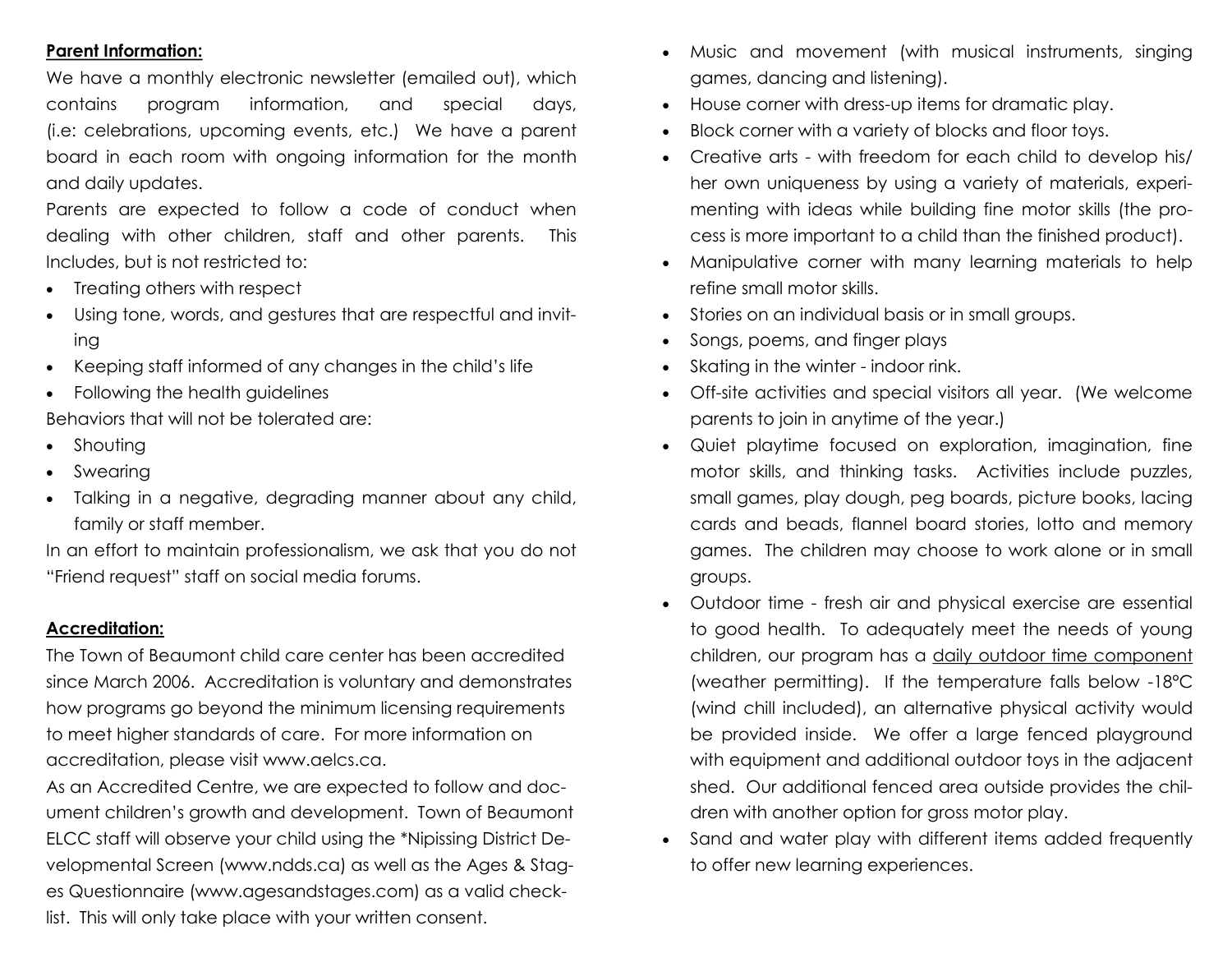**Parent Information:**

We have a monthly electronic newsletter (emailed out), which contains program information, and special days, (i.e: celebrations, upcoming events, etc.) We have a parent board in each room with ongoing information for the month and daily updates.

Parents are expected to follow a code of conduct when dealing with other children, staff and other parents. This Includes, but is not restricted to:

- Treating others with respect
- Using tone, words, and gestures that are respectful and inviting
- Keeping staff informed of any changes in the child's life
- Following the health guidelines

Behaviors that will not be tolerated are:

- Shouting
- Swearing
- Talking in a negative, degrading manner about any child, family or staff member.

In an effort to maintain professionalism, we ask that you do not "Friend request" staff on social media forums.

**Accreditation:**

The Town of Beaumont child care center has been accredited since March 2006. Accreditation is voluntary and demonstrates how programs go beyond the minimum licensing requirements to meet higher standards of care. For more information on accreditation, please visit www.aelcs.ca.

As an Accredited Centre, we are expected to follow and document children's growth and development. Town of Beaumont ELCC staff will observe your child using the *Nipissing District Developmental Screen (www.ndds.ca) as well as the Ages & Stages Questionnaire (www.agesandstages.com) as a valid checklist. This will only take place with your written consent.

- Music and movement (with musical instruments, singing games, dancing and listening).
- House corner with dress-up items for dramatic play.
- Block corner with a variety of blocks and floor toys.
- Creative arts - with freedom for each child to develop his/her own uniqueness by using a variety of materials, experimenting with ideas while building fine motor skills (the process is more important to a child than the finished product).
- Manipulative corner with many learning materials to help refine small motor skills.
- Stories on an individual basis or in small groups.
- Songs, poems, and finger plays
- Skating in the winter - indoor rink.
- Off-site activities and special visitors all year. (We welcome parents to join in anytime of the year.)
- Quiet playtime focused on exploration, imagination, fine motor skills, and thinking tasks. Activities include puzzles, small games, play dough, peg boards, picture books, lacing cards and beads, flannel board stories, lotto and memory games. The children may choose to work alone or in small groups.
- Outdoor time - fresh air and physical exercise are essential to good health. To adequately meet the needs of young children, our program has a daily outdoor time component (weather permitting). If the temperature falls below -18°C (wind chill included), an alternative physical activity would be provided inside. We offer a large fenced playground with equipment and additional outdoor toys in the adjacent shed. Our additional fenced area outside provides the children with another option for gross motor play.
- Sand and water play with different items added frequently to offer new learning experiences.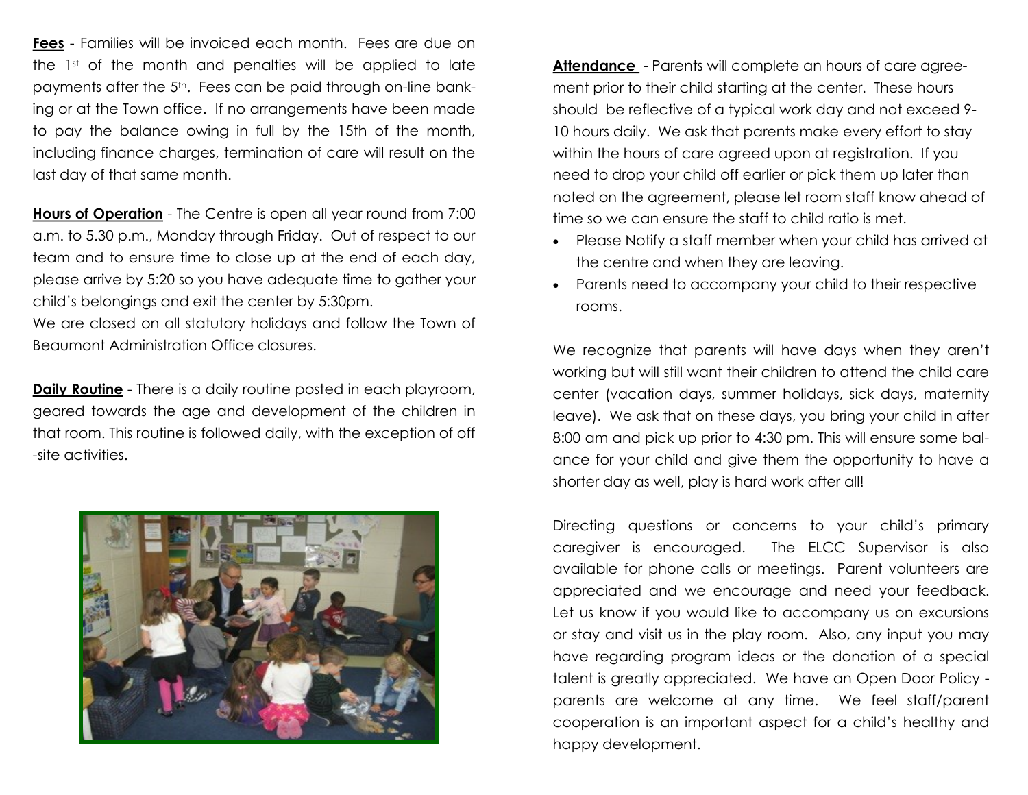**Fees** - Families will be invoiced each month. Fees are due on the 1st of the month and penalties will be applied to late payments after the 5th. Fees can be paid through on-line banking or at the Town office. If no arrangements have been made to pay the balance owing in full by the 15th of the month, including finance charges, termination of care will result on the last day of that same month.

**Hours of Operation** - The Centre is open all year round from 7:00 a.m. to 5.30 p.m., Monday through Friday. Out of respect to our team and to ensure time to close up at the end of each day, please arrive by 5:20 so you have adequate time to gather your child's belongings and exit the center by 5:30pm.

We are closed on all statutory holidays and follow the Town of Beaumont Administration Office closures.

**Daily Routine** - There is a daily routine posted in each playroom, geared towards the age and development of the children in that room. This routine is followed daily, with the exception of off-site activities.

**Attendance** - Parents will complete an hours of care agreement prior to their child starting at the center. These hours should be reflective of a typical work day and not exceed 9-10 hours daily. We ask that parents make every effort to stay within the hours of care agreed upon at registration. If you need to drop your child off earlier or pick them up later than noted on the agreement, please let room staff know ahead of time so we can ensure the staff to child ratio is met.

- Please Notify a staff member when your child has arrived at the centre and when they are leaving.
- Parents need to accompany your child to their respective rooms.

We recognize that parents will have days when they aren't working but will still want their children to attend the child care center (vacation days, summer holidays, sick days, maternity leave). We ask that on these days, you bring your child in after 8:00 am and pick up prior to 4:30 pm. This will ensure some balance for your child and give them the opportunity to have a shorter day as well, play is hard work after all!

Directing questions or concerns to your child's primary caregiver is encouraged. The ELCC Supervisor is also available for phone calls or meetings. Parent volunteers are appreciated and we encourage and need your feedback. Let us know if you would like to accompany us on excursions or stay and visit us in the play room. Also, any input you may have regarding program ideas or the donation of a special talent is greatly appreciated. We have an Open Door Policy - parents are welcome at any time. We feel staff/parent cooperation is an important aspect for a child's healthy and happy development.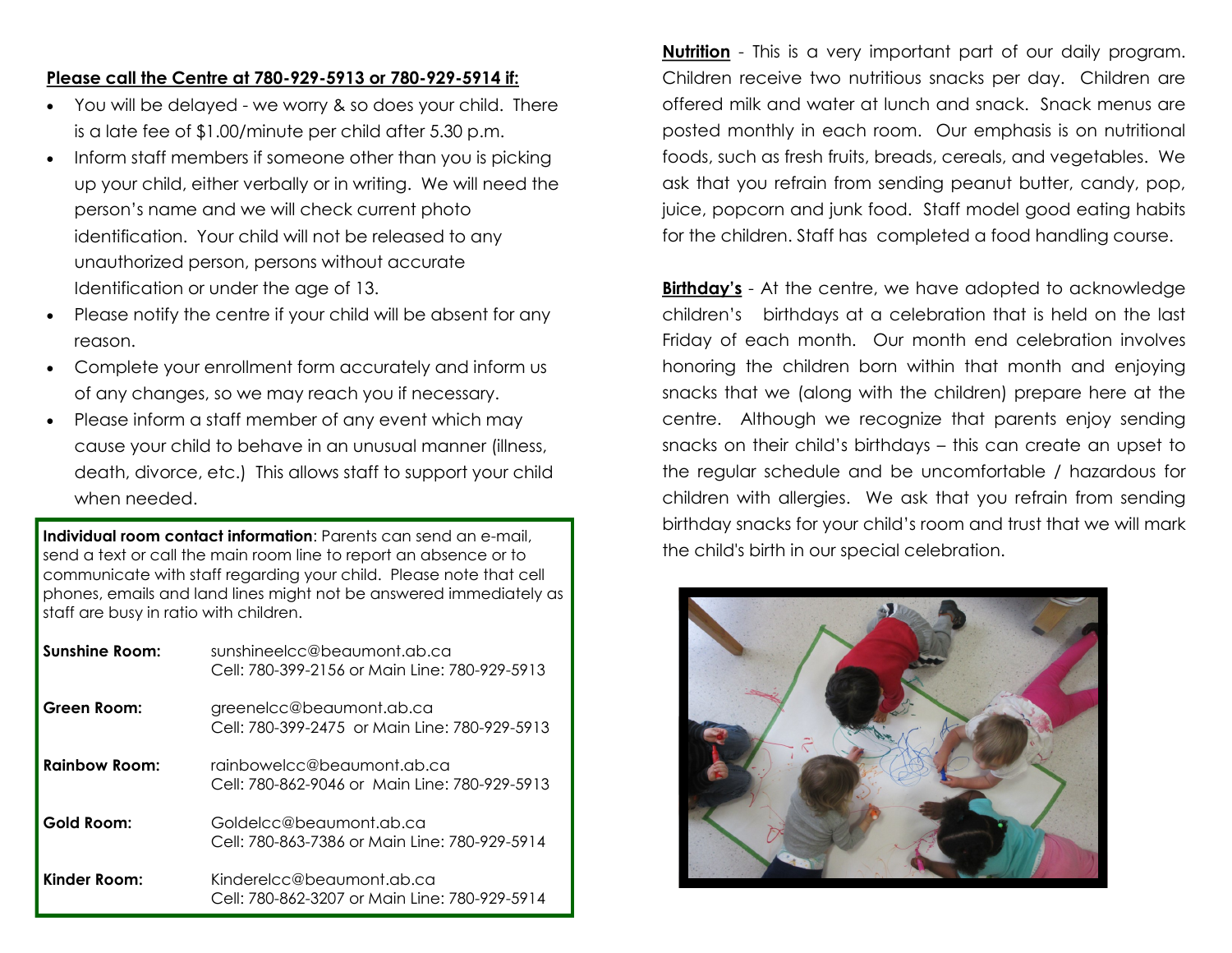**Please call the Centre at 780-929-5913 or 780-929-5914 if:**

- You will be delayed - we worry & so does your child. There is a late fee of $1.00/minute per child after 5.30 p.m.
- Inform staff members if someone other than you is picking up your child, either verbally or in writing. We will need the person's name and we will check current photo identification. Your child will not be released to any unauthorized person, persons without accurate Identification or under the age of 13.
- Please notify the centre if your child will be absent for any reason.
- Complete your enrollment form accurately and inform us of any changes, so we may reach you if necessary.
- Please inform a staff member of any event which may cause your child to behave in an unusual manner (illness, death, divorce, etc.) This allows staff to support your child when needed.

**Individual room contact information**: Parents can send an e-mail, send a text or call the main room line to report an absence or to communicate with staff regarding your child. Please note that cell phones, emails and land lines might not be answered immediately as staff are busy in ratio with children.

| | |
|---|---|
| **Sunshine Room:** | sunshineelcc@beaumont.ab.ca<br>Cell: 780-399-2156 or Main Line: 780-929-5913 |
| **Green Room:** | greenelcc@beaumont.ab.ca<br>Cell: 780-399-2475 or Main Line: 780-929-5913 |
| **Rainbow Room:** | rainbowelcc@beaumont.ab.ca<br>Cell: 780-862-9046 or Main Line: 780-929-5913 |
| **Gold Room:** | Goldelcc@beaumont.ab.ca<br>Cell: 780-863-7386 or Main Line: 780-929-5914 |
| **Kinder Room:** | Kinderelcc@beaumont.ab.ca<br>Cell: 780-862-3207 or Main Line: 780-929-5914 |

**Nutrition** - This is a very important part of our daily program. Children receive two nutritious snacks per day. Children are offered milk and water at lunch and snack. Snack menus are posted monthly in each room. Our emphasis is on nutritional foods, such as fresh fruits, breads, cereals, and vegetables. We ask that you refrain from sending peanut butter, candy, pop, juice, popcorn and junk food. Staff model good eating habits for the children. Staff has completed a food handling course.

**Birthday's** - At the centre, we have adopted to acknowledge children's birthdays at a celebration that is held on the last Friday of each month. Our month end celebration involves honoring the children born within that month and enjoying snacks that we (along with the children) prepare here at the centre. Although we recognize that parents enjoy sending snacks on their child's birthdays – this can create an upset to the regular schedule and be uncomfortable / hazardous for children with allergies. We ask that you refrain from sending birthday snacks for your child's room and trust that we will mark the child's birth in our special celebration.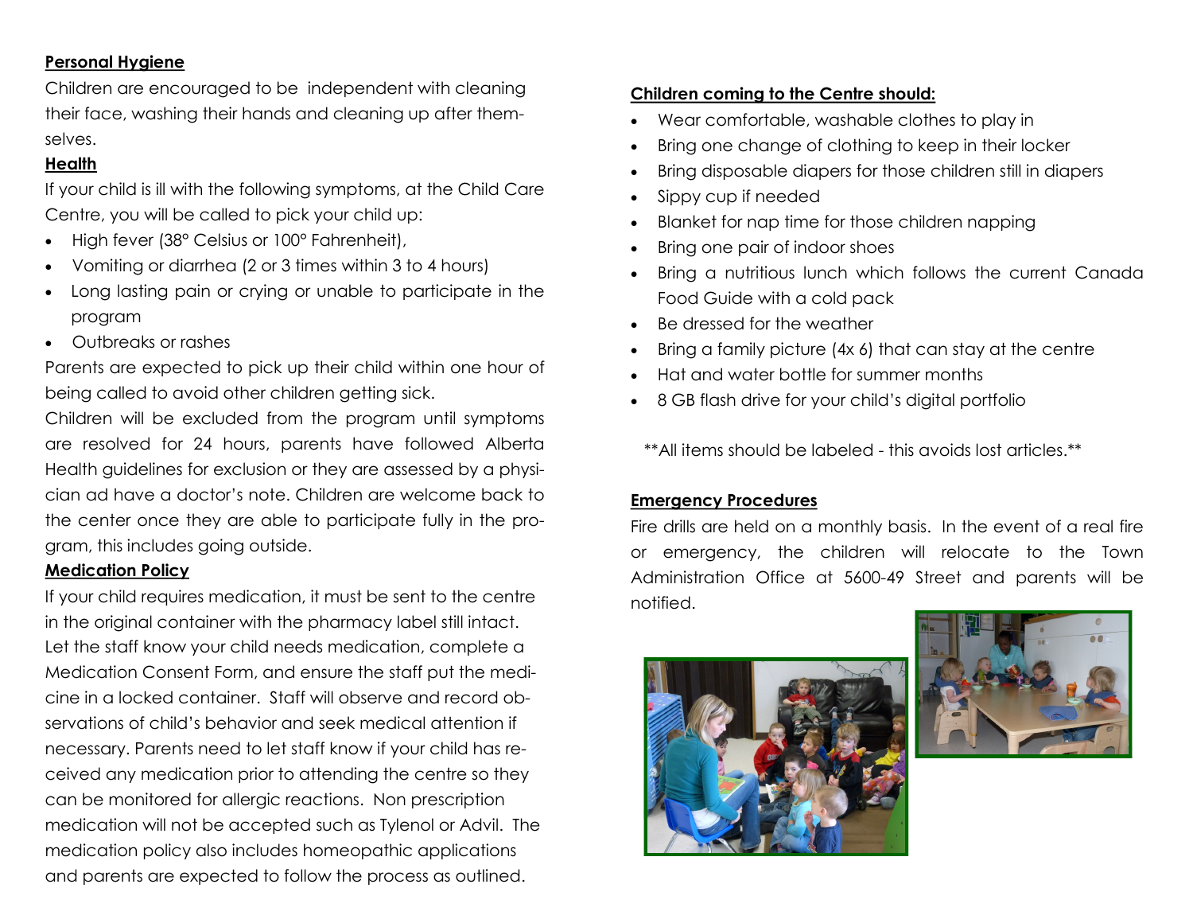**Personal Hygiene**

Children are encouraged to be independent with cleaning their face, washing their hands and cleaning up after themselves.

**Health**

If your child is ill with the following symptoms, at the Child Care Centre, you will be called to pick your child up:

- High fever (38° Celsius or 100° Fahrenheit),
- Vomiting or diarrhea (2 or 3 times within 3 to 4 hours)
- Long lasting pain or crying or unable to participate in the program
- Outbreaks or rashes

Parents are expected to pick up their child within one hour of being called to avoid other children getting sick.

Children will be excluded from the program until symptoms are resolved for 24 hours, parents have followed Alberta Health guidelines for exclusion or they are assessed by a physician ad have a doctor's note. Children are welcome back to the center once they are able to participate fully in the program, this includes going outside.

**Medication Policy**

If your child requires medication, it must be sent to the centre in the original container with the pharmacy label still intact. Let the staff know your child needs medication, complete a Medication Consent Form, and ensure the staff put the medicine in a locked container. Staff will observe and record observations of child's behavior and seek medical attention if necessary. Parents need to let staff know if your child has received any medication prior to attending the centre so they can be monitored for allergic reactions. Non prescription medication will not be accepted such as Tylenol or Advil. The medication policy also includes homeopathic applications and parents are expected to follow the process as outlined.

**Children coming to the Centre should:**

- Wear comfortable, washable clothes to play in
- Bring one change of clothing to keep in their locker
- Bring disposable diapers for those children still in diapers
- Sippy cup if needed
- Blanket for nap time for those children napping
- Bring one pair of indoor shoes
- Bring a nutritious lunch which follows the current Canada Food Guide with a cold pack
- Be dressed for the weather
- Bring a family picture (4x 6) that can stay at the centre
- Hat and water bottle for summer months
- 8 GB flash drive for your child's digital portfolio

**All items should be labeled - this avoids lost articles.**

**Emergency Procedures**

Fire drills are held on a monthly basis. In the event of a real fire or emergency, the children will relocate to the Town Administration Office at 5600-49 Street and parents will be notified.